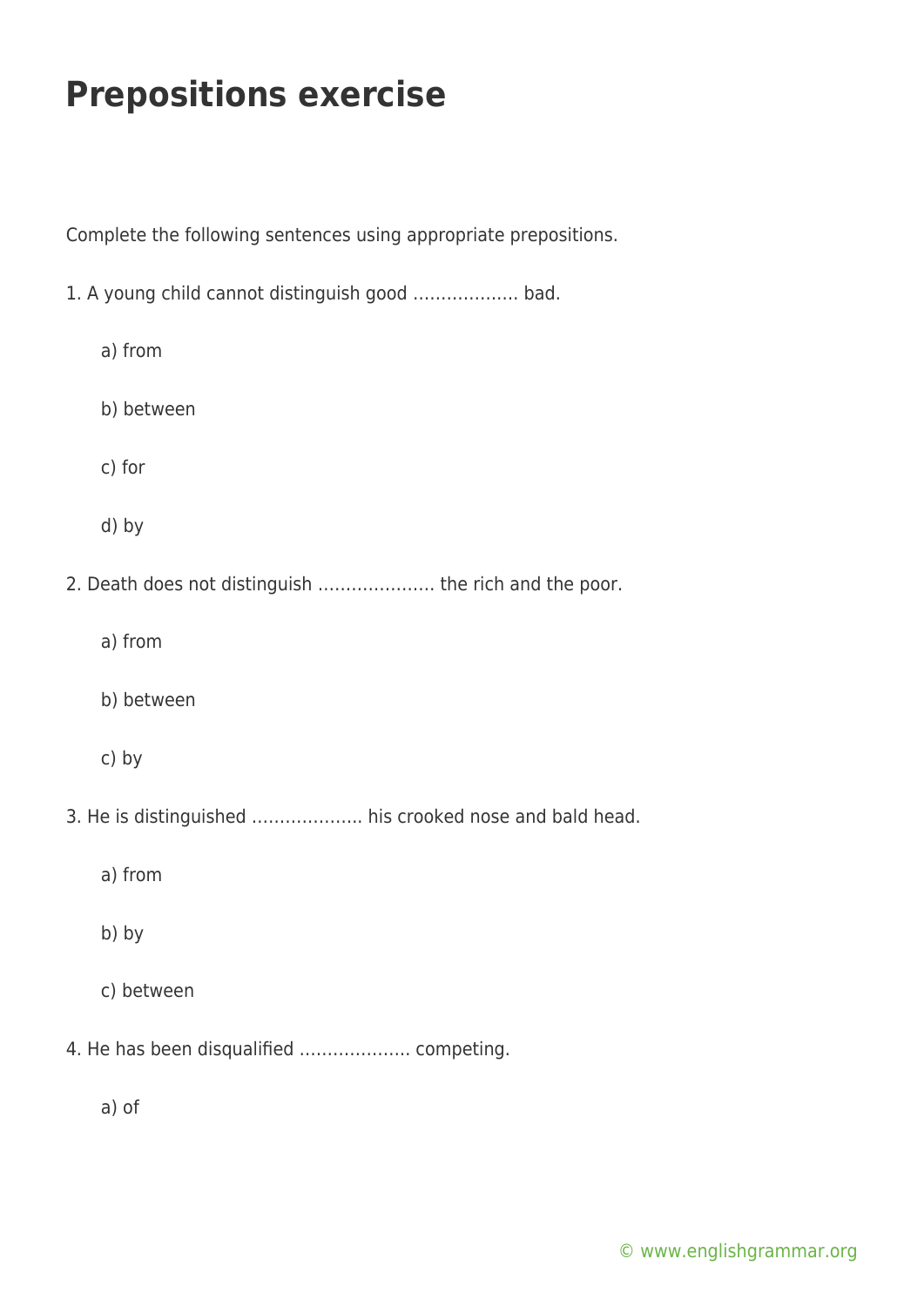# Prepositions exercise

Complete the following sentences using appropriate prepositions.

1. A young child cannot distinguish good ………………. bad.

   a) from

   b) between

   c) for

   d) by

2. Death does not distinguish ………………… the rich and the poor.

   a) from

   b) between

   c) by

3. He is distinguished ……………….. his crooked nose and bald head.

   a) from

   b) by

   c) between

4. He has been disqualified ……………….. competing.

   a) of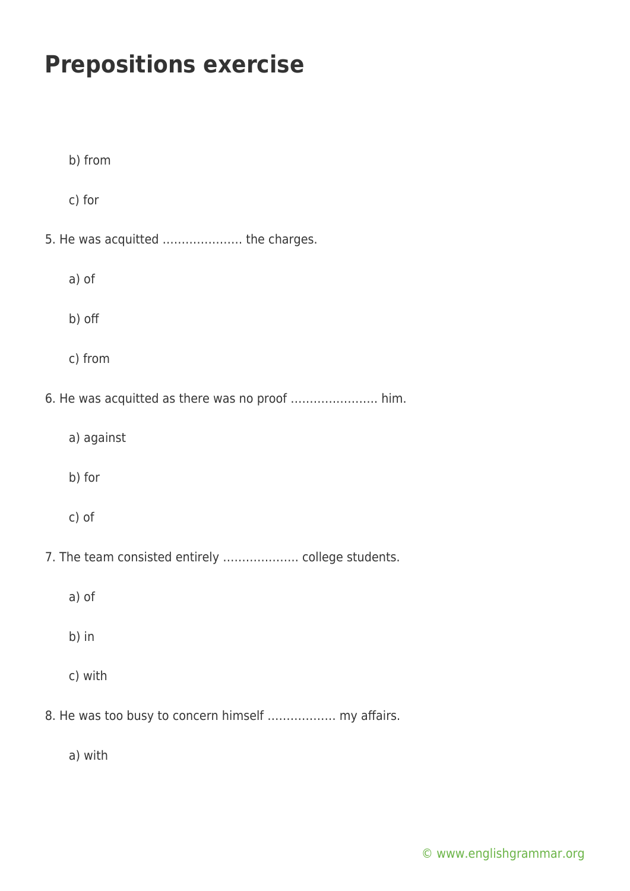# Prepositions exercise

b) from

c) for

5. He was acquitted ………………… the charges.

a) of

b) off

c) from

6. He was acquitted as there was no proof ………………….. him.

a) against

b) for

c) of

7. The team consisted entirely ………………. college students.

a) of

b) in

c) with

8. He was too busy to concern himself …………….. my affairs.

a) with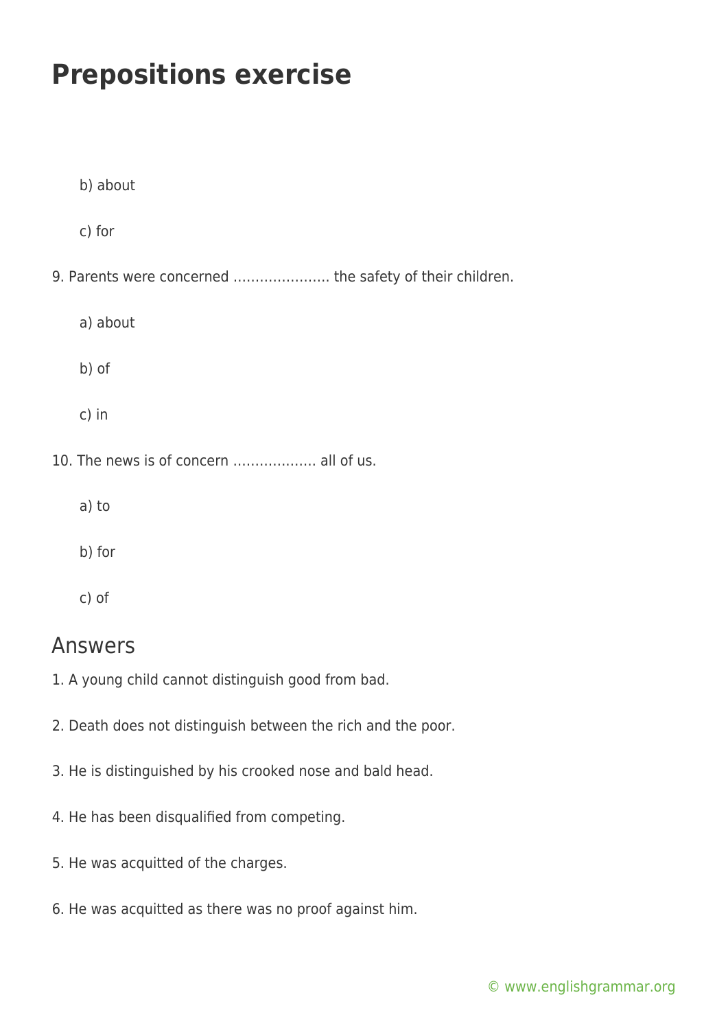# Prepositions exercise

b) about

c) for

9. Parents were concerned …………………. the safety of their children.

a) about

b) of

c) in

10. The news is of concern ………………. all of us.

a) to

b) for

c) of

## Answers

1. A young child cannot distinguish good from bad.

2. Death does not distinguish between the rich and the poor.

3. He is distinguished by his crooked nose and bald head.

4. He has been disqualified from competing.

5. He was acquitted of the charges.

6. He was acquitted as there was no proof against him.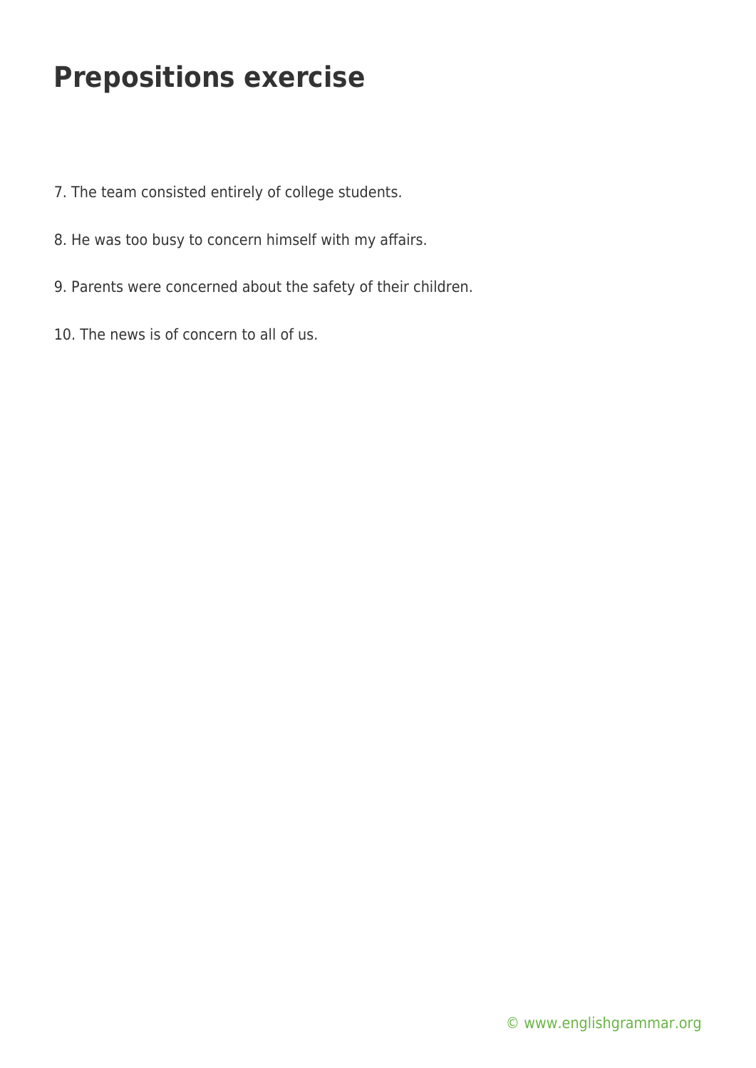# Prepositions exercise

7. The team consisted entirely of college students.

8. He was too busy to concern himself with my affairs.

9. Parents were concerned about the safety of their children.

10. The news is of concern to all of us.